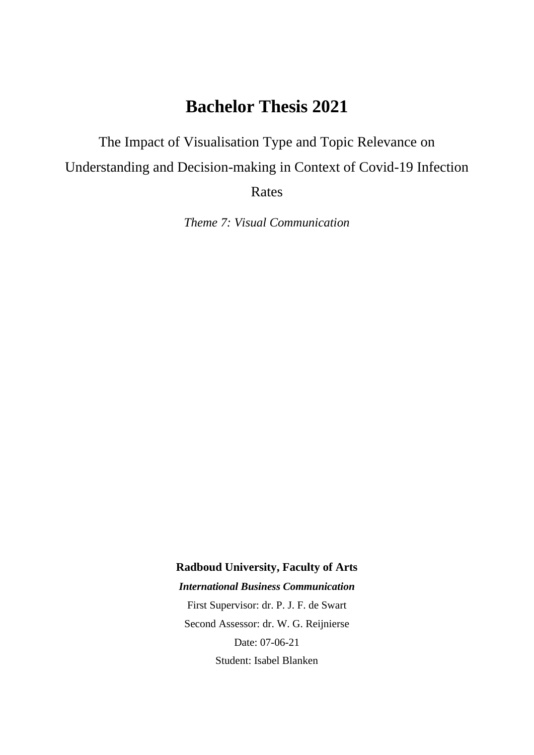# Bachelor Thesis 2021

The Impact of Visualisation Type and Topic Relevance on Understanding and Decision-making in Context of Covid-19 Infection Rates

*Theme 7: Visual Communication*

**Radboud University, Faculty of Arts**

***International Business Communication***

First Supervisor: dr. P. J. F. de Swart

Second Assessor: dr. W. G. Reijnierse

Date: 07-06-21

Student: Isabel Blanken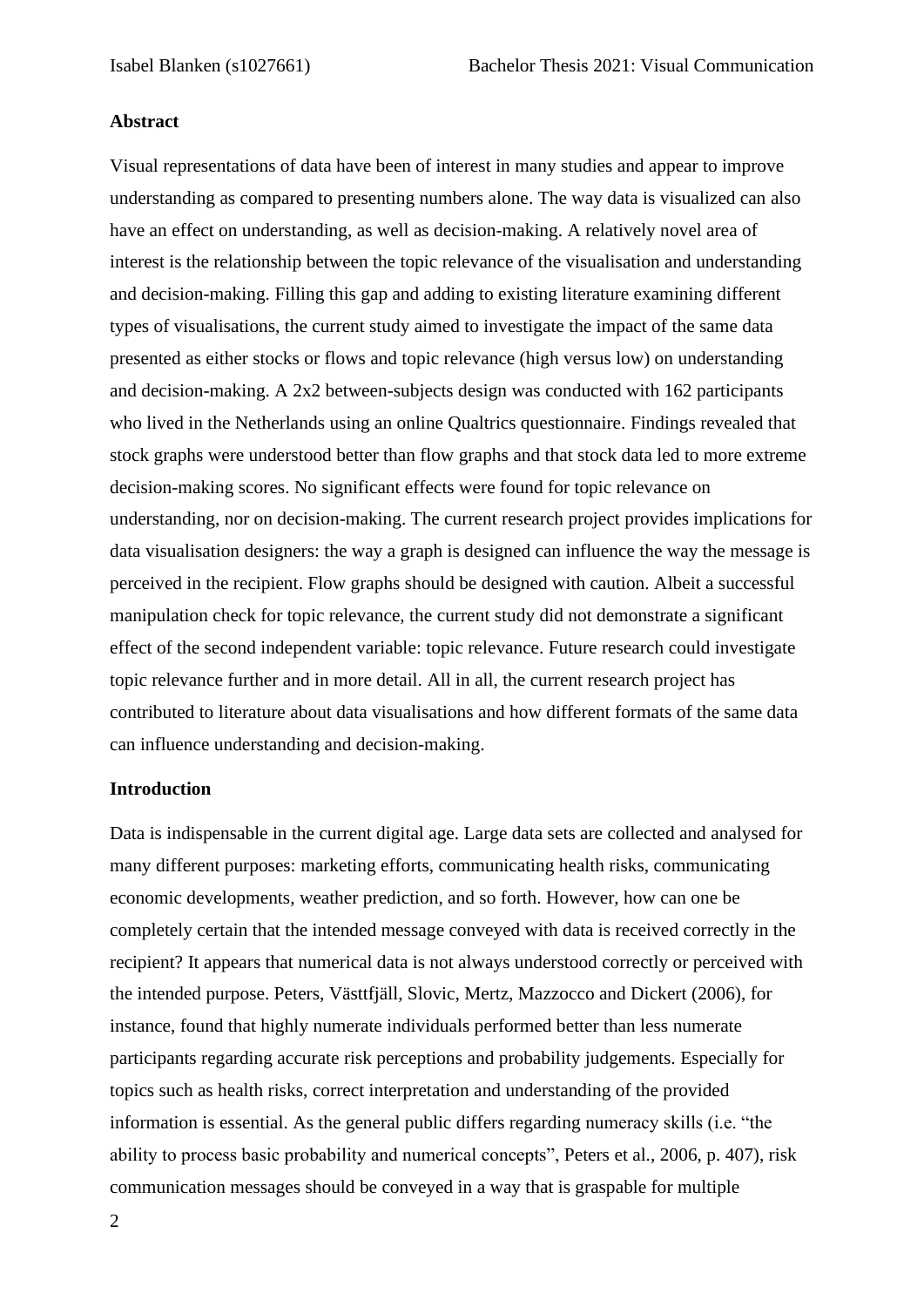## Abstract

Visual representations of data have been of interest in many studies and appear to improve understanding as compared to presenting numbers alone. The way data is visualized can also have an effect on understanding, as well as decision-making. A relatively novel area of interest is the relationship between the topic relevance of the visualisation and understanding and decision-making. Filling this gap and adding to existing literature examining different types of visualisations, the current study aimed to investigate the impact of the same data presented as either stocks or flows and topic relevance (high versus low) on understanding and decision-making. A 2x2 between-subjects design was conducted with 162 participants who lived in the Netherlands using an online Qualtrics questionnaire. Findings revealed that stock graphs were understood better than flow graphs and that stock data led to more extreme decision-making scores. No significant effects were found for topic relevance on understanding, nor on decision-making. The current research project provides implications for data visualisation designers: the way a graph is designed can influence the way the message is perceived in the recipient. Flow graphs should be designed with caution. Albeit a successful manipulation check for topic relevance, the current study did not demonstrate a significant effect of the second independent variable: topic relevance. Future research could investigate topic relevance further and in more detail. All in all, the current research project has contributed to literature about data visualisations and how different formats of the same data can influence understanding and decision-making.

## Introduction

Data is indispensable in the current digital age. Large data sets are collected and analysed for many different purposes: marketing efforts, communicating health risks, communicating economic developments, weather prediction, and so forth. However, how can one be completely certain that the intended message conveyed with data is received correctly in the recipient? It appears that numerical data is not always understood correctly or perceived with the intended purpose. Peters, Västtfjäll, Slovic, Mertz, Mazzocco and Dickert (2006), for instance, found that highly numerate individuals performed better than less numerate participants regarding accurate risk perceptions and probability judgements. Especially for topics such as health risks, correct interpretation and understanding of the provided information is essential. As the general public differs regarding numeracy skills (i.e. "the ability to process basic probability and numerical concepts", Peters et al., 2006, p. 407), risk communication messages should be conveyed in a way that is graspable for multiple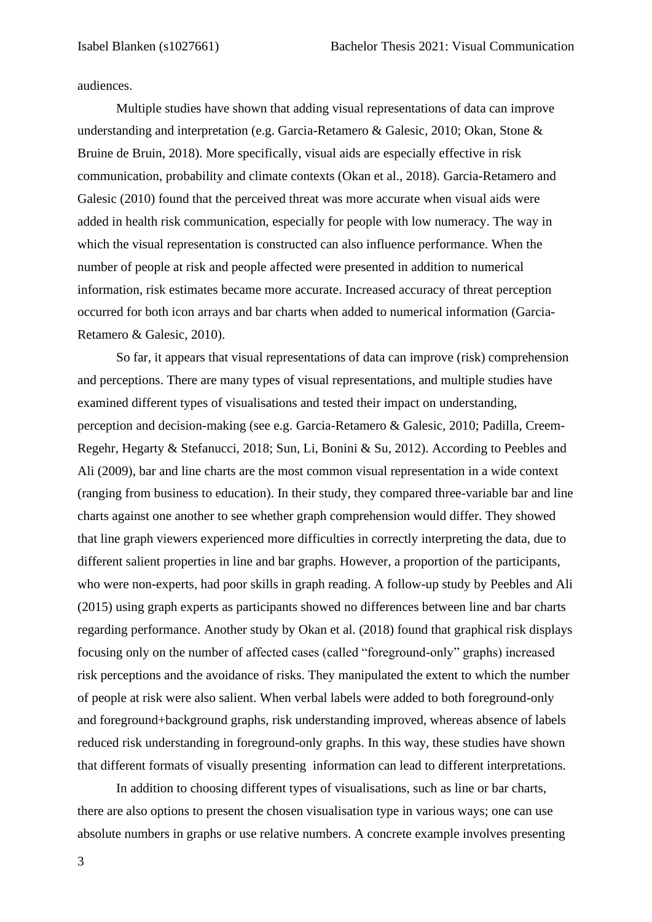audiences.

Multiple studies have shown that adding visual representations of data can improve understanding and interpretation (e.g. Garcia-Retamero & Galesic, 2010; Okan, Stone & Bruine de Bruin, 2018). More specifically, visual aids are especially effective in risk communication, probability and climate contexts (Okan et al., 2018). Garcia-Retamero and Galesic (2010) found that the perceived threat was more accurate when visual aids were added in health risk communication, especially for people with low numeracy. The way in which the visual representation is constructed can also influence performance. When the number of people at risk and people affected were presented in addition to numerical information, risk estimates became more accurate. Increased accuracy of threat perception occurred for both icon arrays and bar charts when added to numerical information (Garcia-Retamero & Galesic, 2010).

So far, it appears that visual representations of data can improve (risk) comprehension and perceptions. There are many types of visual representations, and multiple studies have examined different types of visualisations and tested their impact on understanding, perception and decision-making (see e.g. Garcia-Retamero & Galesic, 2010; Padilla, Creem-Regehr, Hegarty & Stefanucci, 2018; Sun, Li, Bonini & Su, 2012). According to Peebles and Ali (2009), bar and line charts are the most common visual representation in a wide context (ranging from business to education). In their study, they compared three-variable bar and line charts against one another to see whether graph comprehension would differ. They showed that line graph viewers experienced more difficulties in correctly interpreting the data, due to different salient properties in line and bar graphs. However, a proportion of the participants, who were non-experts, had poor skills in graph reading. A follow-up study by Peebles and Ali (2015) using graph experts as participants showed no differences between line and bar charts regarding performance. Another study by Okan et al. (2018) found that graphical risk displays focusing only on the number of affected cases (called "foreground-only" graphs) increased risk perceptions and the avoidance of risks. They manipulated the extent to which the number of people at risk were also salient. When verbal labels were added to both foreground-only and foreground+background graphs, risk understanding improved, whereas absence of labels reduced risk understanding in foreground-only graphs. In this way, these studies have shown that different formats of visually presenting information can lead to different interpretations.

In addition to choosing different types of visualisations, such as line or bar charts, there are also options to present the chosen visualisation type in various ways; one can use absolute numbers in graphs or use relative numbers. A concrete example involves presenting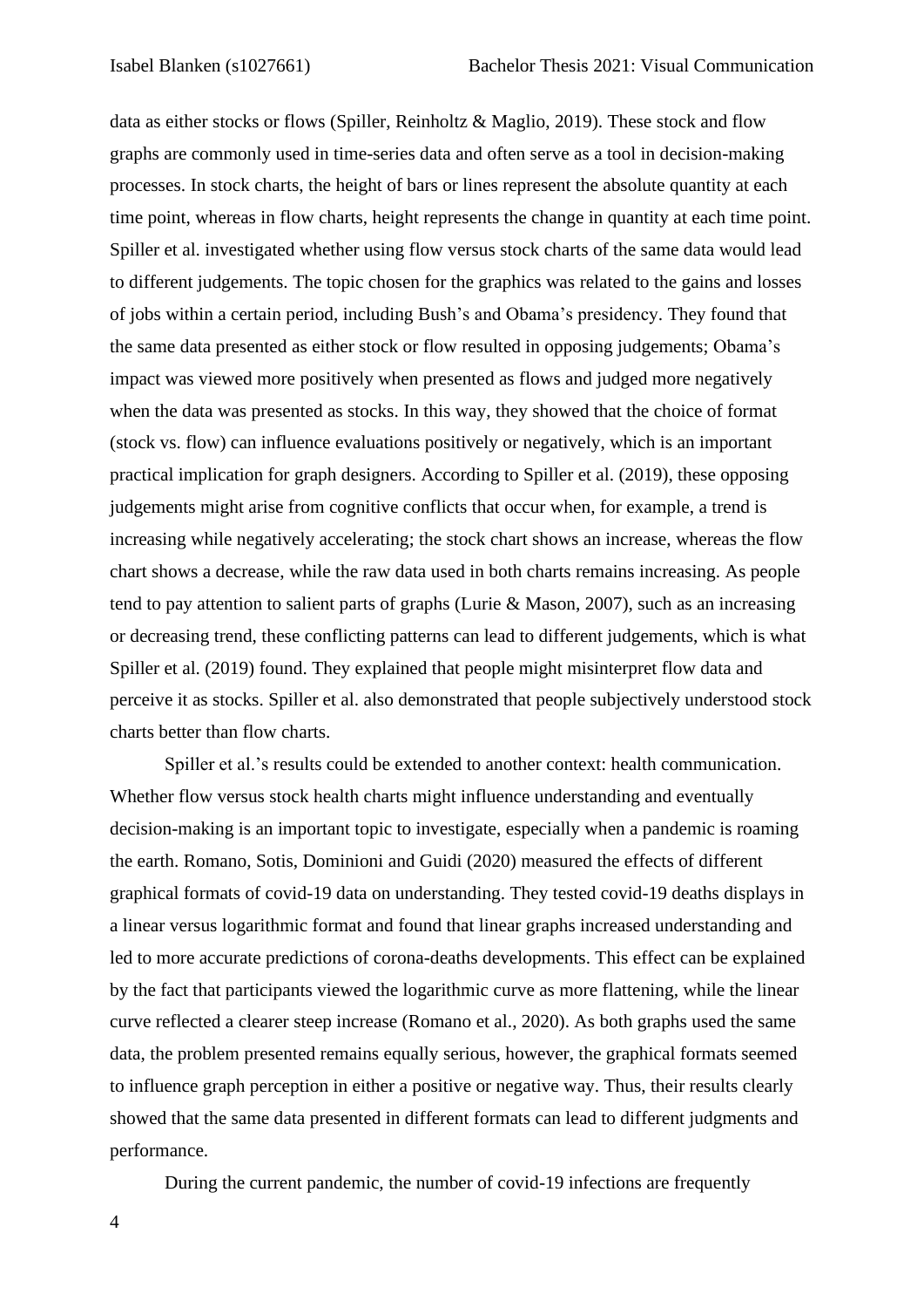data as either stocks or flows (Spiller, Reinholtz & Maglio, 2019). These stock and flow graphs are commonly used in time-series data and often serve as a tool in decision-making processes. In stock charts, the height of bars or lines represent the absolute quantity at each time point, whereas in flow charts, height represents the change in quantity at each time point. Spiller et al. investigated whether using flow versus stock charts of the same data would lead to different judgements. The topic chosen for the graphics was related to the gains and losses of jobs within a certain period, including Bush's and Obama's presidency. They found that the same data presented as either stock or flow resulted in opposing judgements; Obama's impact was viewed more positively when presented as flows and judged more negatively when the data was presented as stocks. In this way, they showed that the choice of format (stock vs. flow) can influence evaluations positively or negatively, which is an important practical implication for graph designers. According to Spiller et al. (2019), these opposing judgements might arise from cognitive conflicts that occur when, for example, a trend is increasing while negatively accelerating; the stock chart shows an increase, whereas the flow chart shows a decrease, while the raw data used in both charts remains increasing. As people tend to pay attention to salient parts of graphs (Lurie & Mason, 2007), such as an increasing or decreasing trend, these conflicting patterns can lead to different judgements, which is what Spiller et al. (2019) found. They explained that people might misinterpret flow data and perceive it as stocks. Spiller et al. also demonstrated that people subjectively understood stock charts better than flow charts.

Spiller et al.'s results could be extended to another context: health communication. Whether flow versus stock health charts might influence understanding and eventually decision-making is an important topic to investigate, especially when a pandemic is roaming the earth. Romano, Sotis, Dominioni and Guidi (2020) measured the effects of different graphical formats of covid-19 data on understanding. They tested covid-19 deaths displays in a linear versus logarithmic format and found that linear graphs increased understanding and led to more accurate predictions of corona-deaths developments. This effect can be explained by the fact that participants viewed the logarithmic curve as more flattening, while the linear curve reflected a clearer steep increase (Romano et al., 2020). As both graphs used the same data, the problem presented remains equally serious, however, the graphical formats seemed to influence graph perception in either a positive or negative way. Thus, their results clearly showed that the same data presented in different formats can lead to different judgments and performance.

During the current pandemic, the number of covid-19 infections are frequently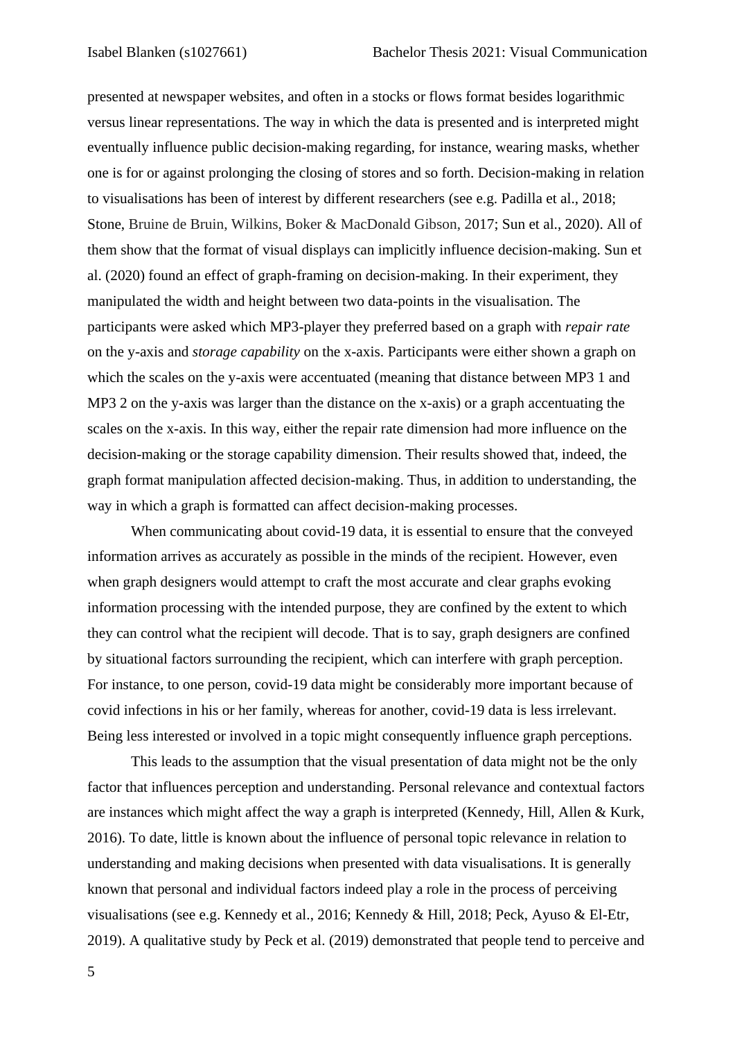presented at newspaper websites, and often in a stocks or flows format besides logarithmic versus linear representations. The way in which the data is presented and is interpreted might eventually influence public decision-making regarding, for instance, wearing masks, whether one is for or against prolonging the closing of stores and so forth. Decision-making in relation to visualisations has been of interest by different researchers (see e.g. Padilla et al., 2018; Stone, Bruine de Bruin, Wilkins, Boker & MacDonald Gibson, 2017; Sun et al., 2020). All of them show that the format of visual displays can implicitly influence decision-making. Sun et al. (2020) found an effect of graph-framing on decision-making. In their experiment, they manipulated the width and height between two data-points in the visualisation. The participants were asked which MP3-player they preferred based on a graph with *repair rate* on the y-axis and *storage capability* on the x-axis. Participants were either shown a graph on which the scales on the y-axis were accentuated (meaning that distance between MP3 1 and MP3 2 on the y-axis was larger than the distance on the x-axis) or a graph accentuating the scales on the x-axis. In this way, either the repair rate dimension had more influence on the decision-making or the storage capability dimension. Their results showed that, indeed, the graph format manipulation affected decision-making. Thus, in addition to understanding, the way in which a graph is formatted can affect decision-making processes.

When communicating about covid-19 data, it is essential to ensure that the conveyed information arrives as accurately as possible in the minds of the recipient. However, even when graph designers would attempt to craft the most accurate and clear graphs evoking information processing with the intended purpose, they are confined by the extent to which they can control what the recipient will decode. That is to say, graph designers are confined by situational factors surrounding the recipient, which can interfere with graph perception. For instance, to one person, covid-19 data might be considerably more important because of covid infections in his or her family, whereas for another, covid-19 data is less irrelevant. Being less interested or involved in a topic might consequently influence graph perceptions.

This leads to the assumption that the visual presentation of data might not be the only factor that influences perception and understanding. Personal relevance and contextual factors are instances which might affect the way a graph is interpreted (Kennedy, Hill, Allen & Kurk, 2016). To date, little is known about the influence of personal topic relevance in relation to understanding and making decisions when presented with data visualisations. It is generally known that personal and individual factors indeed play a role in the process of perceiving visualisations (see e.g. Kennedy et al., 2016; Kennedy & Hill, 2018; Peck, Ayuso & El-Etr, 2019). A qualitative study by Peck et al. (2019) demonstrated that people tend to perceive and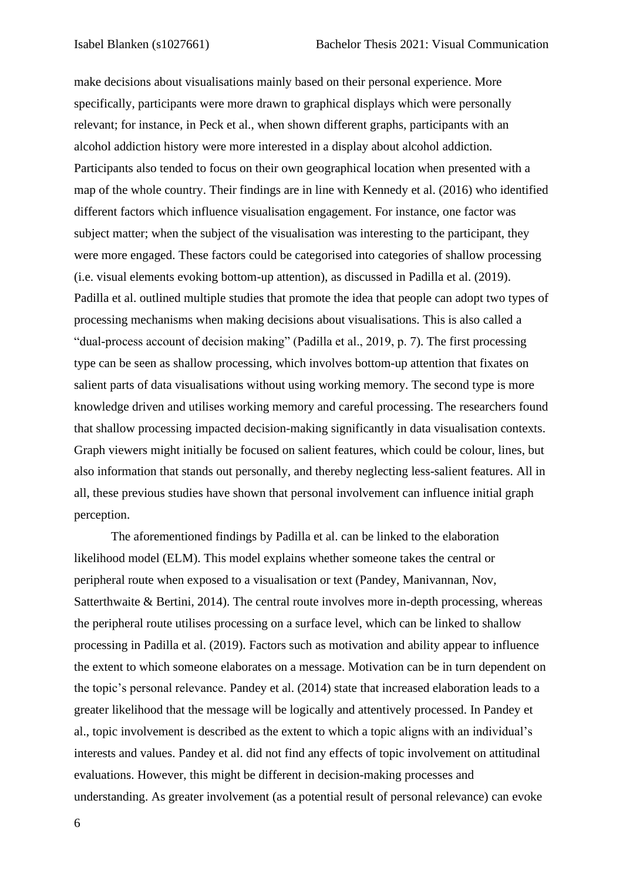make decisions about visualisations mainly based on their personal experience. More specifically, participants were more drawn to graphical displays which were personally relevant; for instance, in Peck et al., when shown different graphs, participants with an alcohol addiction history were more interested in a display about alcohol addiction. Participants also tended to focus on their own geographical location when presented with a map of the whole country. Their findings are in line with Kennedy et al. (2016) who identified different factors which influence visualisation engagement. For instance, one factor was subject matter; when the subject of the visualisation was interesting to the participant, they were more engaged. These factors could be categorised into categories of shallow processing (i.e. visual elements evoking bottom-up attention), as discussed in Padilla et al. (2019). Padilla et al. outlined multiple studies that promote the idea that people can adopt two types of processing mechanisms when making decisions about visualisations. This is also called a "dual-process account of decision making" (Padilla et al., 2019, p. 7). The first processing type can be seen as shallow processing, which involves bottom-up attention that fixates on salient parts of data visualisations without using working memory. The second type is more knowledge driven and utilises working memory and careful processing. The researchers found that shallow processing impacted decision-making significantly in data visualisation contexts. Graph viewers might initially be focused on salient features, which could be colour, lines, but also information that stands out personally, and thereby neglecting less-salient features. All in all, these previous studies have shown that personal involvement can influence initial graph perception.

The aforementioned findings by Padilla et al. can be linked to the elaboration likelihood model (ELM). This model explains whether someone takes the central or peripheral route when exposed to a visualisation or text (Pandey, Manivannan, Nov, Satterthwaite & Bertini, 2014). The central route involves more in-depth processing, whereas the peripheral route utilises processing on a surface level, which can be linked to shallow processing in Padilla et al. (2019). Factors such as motivation and ability appear to influence the extent to which someone elaborates on a message. Motivation can be in turn dependent on the topic's personal relevance. Pandey et al. (2014) state that increased elaboration leads to a greater likelihood that the message will be logically and attentively processed. In Pandey et al., topic involvement is described as the extent to which a topic aligns with an individual's interests and values. Pandey et al. did not find any effects of topic involvement on attitudinal evaluations. However, this might be different in decision-making processes and understanding. As greater involvement (as a potential result of personal relevance) can evoke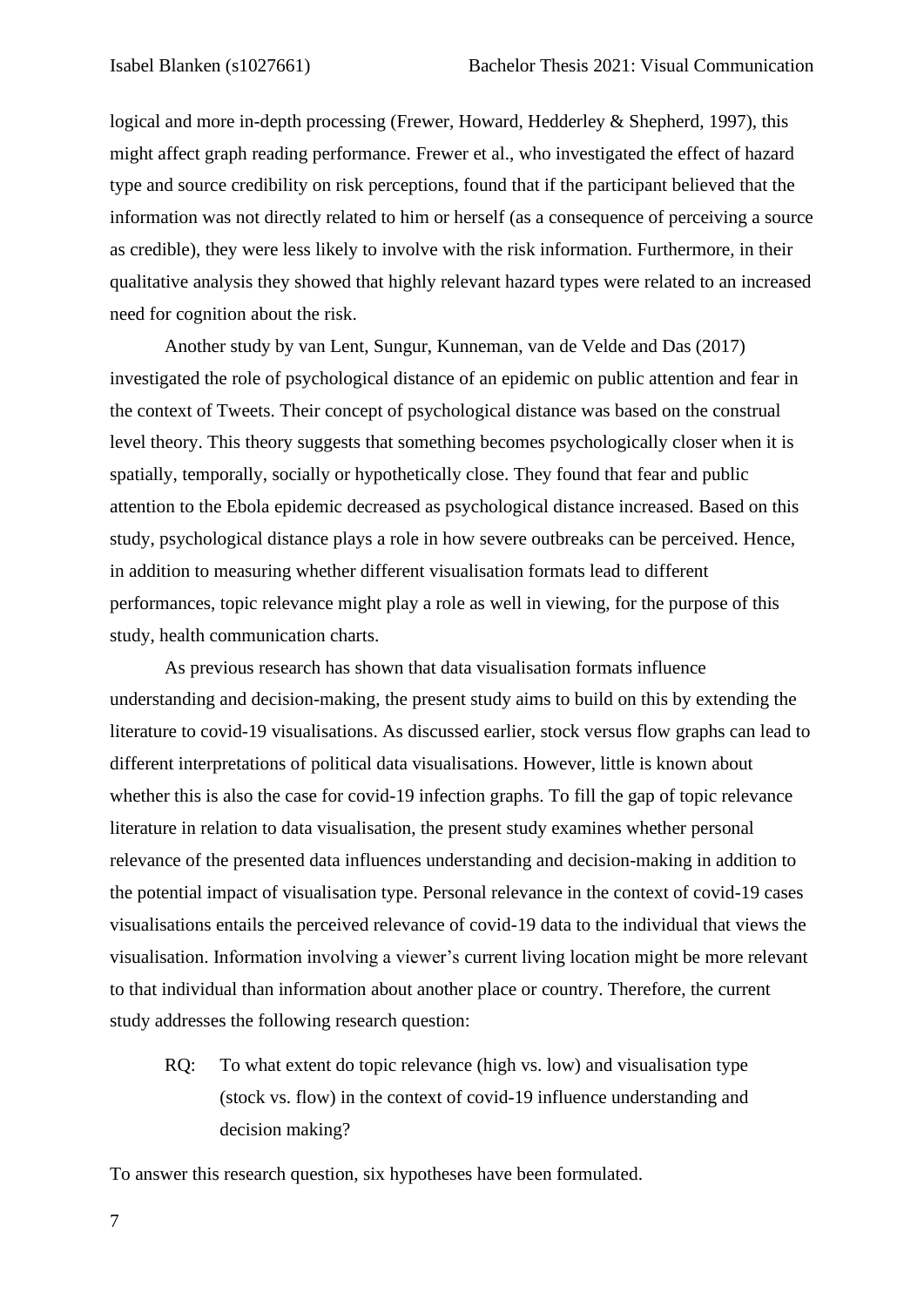logical and more in-depth processing (Frewer, Howard, Hedderley & Shepherd, 1997), this might affect graph reading performance. Frewer et al., who investigated the effect of hazard type and source credibility on risk perceptions, found that if the participant believed that the information was not directly related to him or herself (as a consequence of perceiving a source as credible), they were less likely to involve with the risk information. Furthermore, in their qualitative analysis they showed that highly relevant hazard types were related to an increased need for cognition about the risk.

Another study by van Lent, Sungur, Kunneman, van de Velde and Das (2017) investigated the role of psychological distance of an epidemic on public attention and fear in the context of Tweets. Their concept of psychological distance was based on the construal level theory. This theory suggests that something becomes psychologically closer when it is spatially, temporally, socially or hypothetically close. They found that fear and public attention to the Ebola epidemic decreased as psychological distance increased. Based on this study, psychological distance plays a role in how severe outbreaks can be perceived. Hence, in addition to measuring whether different visualisation formats lead to different performances, topic relevance might play a role as well in viewing, for the purpose of this study, health communication charts.

As previous research has shown that data visualisation formats influence understanding and decision-making, the present study aims to build on this by extending the literature to covid-19 visualisations. As discussed earlier, stock versus flow graphs can lead to different interpretations of political data visualisations. However, little is known about whether this is also the case for covid-19 infection graphs. To fill the gap of topic relevance literature in relation to data visualisation, the present study examines whether personal relevance of the presented data influences understanding and decision-making in addition to the potential impact of visualisation type. Personal relevance in the context of covid-19 cases visualisations entails the perceived relevance of covid-19 data to the individual that views the visualisation. Information involving a viewer's current living location might be more relevant to that individual than information about another place or country. Therefore, the current study addresses the following research question:

> RQ: To what extent do topic relevance (high vs. low) and visualisation type (stock vs. flow) in the context of covid-19 influence understanding and decision making?

To answer this research question, six hypotheses have been formulated.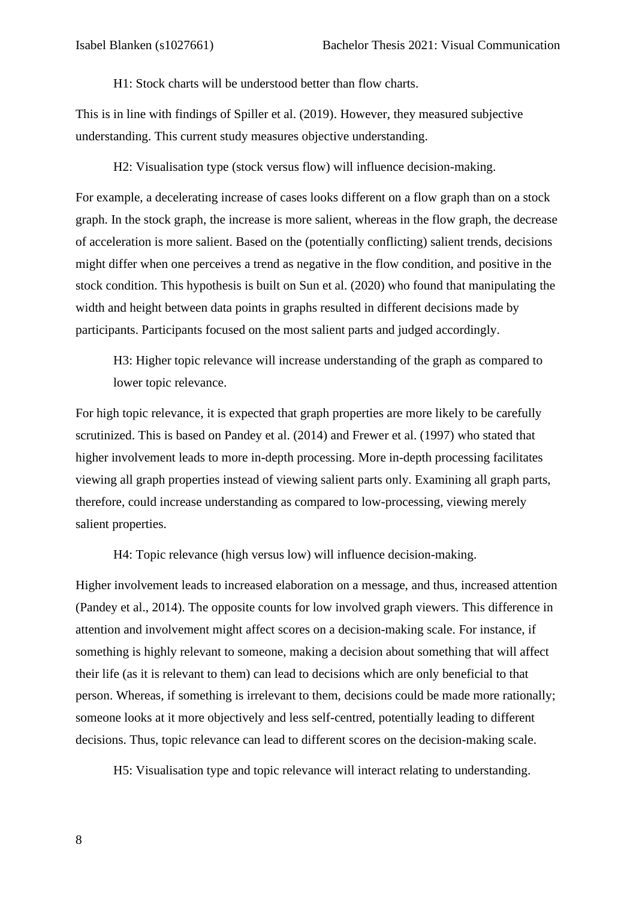H1: Stock charts will be understood better than flow charts.

This is in line with findings of Spiller et al. (2019). However, they measured subjective understanding. This current study measures objective understanding.

H2: Visualisation type (stock versus flow) will influence decision-making.

For example, a decelerating increase of cases looks different on a flow graph than on a stock graph. In the stock graph, the increase is more salient, whereas in the flow graph, the decrease of acceleration is more salient. Based on the (potentially conflicting) salient trends, decisions might differ when one perceives a trend as negative in the flow condition, and positive in the stock condition. This hypothesis is built on Sun et al. (2020) who found that manipulating the width and height between data points in graphs resulted in different decisions made by participants. Participants focused on the most salient parts and judged accordingly.

H3: Higher topic relevance will increase understanding of the graph as compared to lower topic relevance.

For high topic relevance, it is expected that graph properties are more likely to be carefully scrutinized. This is based on Pandey et al. (2014) and Frewer et al. (1997) who stated that higher involvement leads to more in-depth processing. More in-depth processing facilitates viewing all graph properties instead of viewing salient parts only. Examining all graph parts, therefore, could increase understanding as compared to low-processing, viewing merely salient properties.

H4: Topic relevance (high versus low) will influence decision-making.

Higher involvement leads to increased elaboration on a message, and thus, increased attention (Pandey et al., 2014). The opposite counts for low involved graph viewers. This difference in attention and involvement might affect scores on a decision-making scale. For instance, if something is highly relevant to someone, making a decision about something that will affect their life (as it is relevant to them) can lead to decisions which are only beneficial to that person. Whereas, if something is irrelevant to them, decisions could be made more rationally; someone looks at it more objectively and less self-centred, potentially leading to different decisions. Thus, topic relevance can lead to different scores on the decision-making scale.

H5: Visualisation type and topic relevance will interact relating to understanding.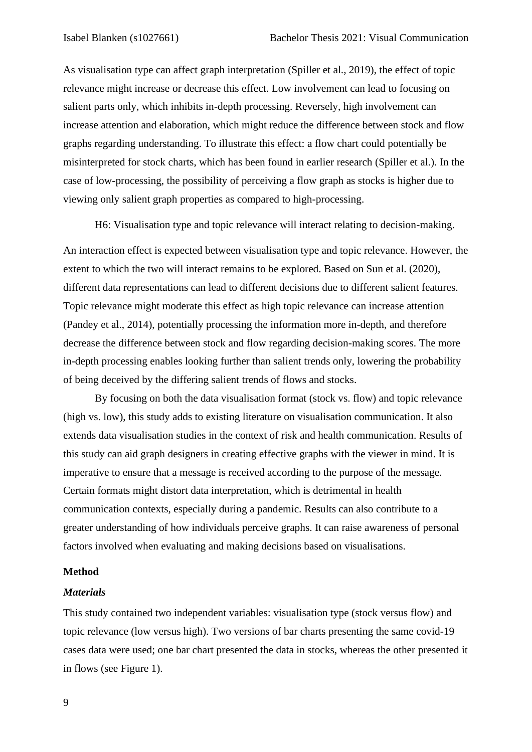As visualisation type can affect graph interpretation (Spiller et al., 2019), the effect of topic relevance might increase or decrease this effect. Low involvement can lead to focusing on salient parts only, which inhibits in-depth processing. Reversely, high involvement can increase attention and elaboration, which might reduce the difference between stock and flow graphs regarding understanding. To illustrate this effect: a flow chart could potentially be misinterpreted for stock charts, which has been found in earlier research (Spiller et al.). In the case of low-processing, the possibility of perceiving a flow graph as stocks is higher due to viewing only salient graph properties as compared to high-processing.

H6: Visualisation type and topic relevance will interact relating to decision-making.

An interaction effect is expected between visualisation type and topic relevance. However, the extent to which the two will interact remains to be explored. Based on Sun et al. (2020), different data representations can lead to different decisions due to different salient features. Topic relevance might moderate this effect as high topic relevance can increase attention (Pandey et al., 2014), potentially processing the information more in-depth, and therefore decrease the difference between stock and flow regarding decision-making scores. The more in-depth processing enables looking further than salient trends only, lowering the probability of being deceived by the differing salient trends of flows and stocks.

By focusing on both the data visualisation format (stock vs. flow) and topic relevance (high vs. low), this study adds to existing literature on visualisation communication. It also extends data visualisation studies in the context of risk and health communication. Results of this study can aid graph designers in creating effective graphs with the viewer in mind. It is imperative to ensure that a message is received according to the purpose of the message. Certain formats might distort data interpretation, which is detrimental in health communication contexts, especially during a pandemic. Results can also contribute to a greater understanding of how individuals perceive graphs. It can raise awareness of personal factors involved when evaluating and making decisions based on visualisations.

## Method

### *Materials*

This study contained two independent variables: visualisation type (stock versus flow) and topic relevance (low versus high). Two versions of bar charts presenting the same covid-19 cases data were used; one bar chart presented the data in stocks, whereas the other presented it in flows (see Figure 1).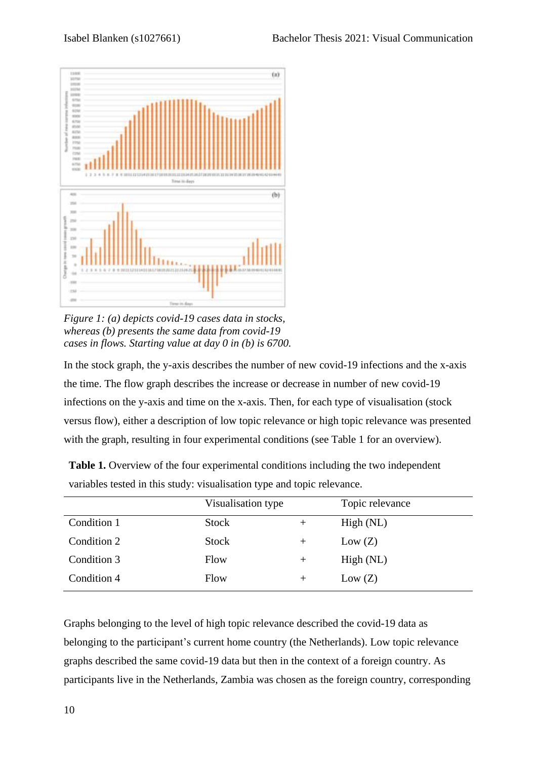*Figure 1: (a) depicts covid-19 cases data in stocks, whereas (b) presents the same data from covid-19 cases in flows. Starting value at day 0 in (b) is 6700.*

In the stock graph, the y-axis describes the number of new covid-19 infections and the x-axis the time. The flow graph describes the increase or decrease in number of new covid-19 infections on the y-axis and time on the x-axis. Then, for each type of visualisation (stock versus flow), either a description of low topic relevance or high topic relevance was presented with the graph, resulting in four experimental conditions (see Table 1 for an overview).

**Table 1.** Overview of the four experimental conditions including the two independent variables tested in this study: visualisation type and topic relevance.

| | Visualisation type | | Topic relevance |
|---|---|---|---|
| Condition 1 | Stock | + | High (NL) |
| Condition 2 | Stock | + | Low (Z) |
| Condition 3 | Flow | + | High (NL) |
| Condition 4 | Flow | + | Low (Z) |

Graphs belonging to the level of high topic relevance described the covid-19 data as belonging to the participant's current home country (the Netherlands). Low topic relevance graphs described the same covid-19 data but then in the context of a foreign country. As participants live in the Netherlands, Zambia was chosen as the foreign country, corresponding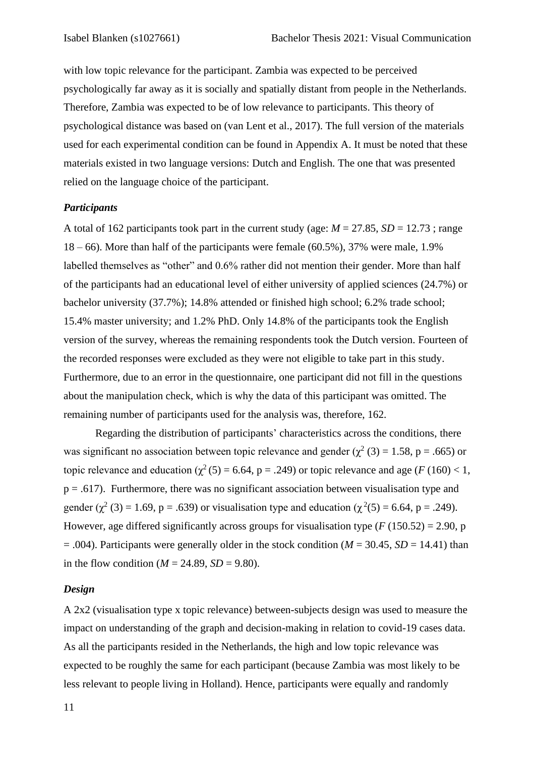with low topic relevance for the participant. Zambia was expected to be perceived psychologically far away as it is socially and spatially distant from people in the Netherlands. Therefore, Zambia was expected to be of low relevance to participants. This theory of psychological distance was based on (van Lent et al., 2017). The full version of the materials used for each experimental condition can be found in Appendix A. It must be noted that these materials existed in two language versions: Dutch and English. The one that was presented relied on the language choice of the participant.

### *Participants*

A total of 162 participants took part in the current study (age: $M$ = 27.85, $SD$ = 12.73 ; range 18 – 66). More than half of the participants were female (60.5%), 37% were male, 1.9% labelled themselves as "other" and 0.6% rather did not mention their gender. More than half of the participants had an educational level of either university of applied sciences (24.7%) or bachelor university (37.7%); 14.8% attended or finished high school; 6.2% trade school; 15.4% master university; and 1.2% PhD. Only 14.8% of the participants took the English version of the survey, whereas the remaining respondents took the Dutch version. Fourteen of the recorded responses were excluded as they were not eligible to take part in this study. Furthermore, due to an error in the questionnaire, one participant did not fill in the questions about the manipulation check, which is why the data of this participant was omitted. The remaining number of participants used for the analysis was, therefore, 162.

Regarding the distribution of participants' characteristics across the conditions, there was significant no association between topic relevance and gender ($\chi^2$ (3) = 1.58, p = .665) or topic relevance and education ($\chi^2$ (5) = 6.64, p = .249) or topic relevance and age ($F$ (160) < 1, p = .617). Furthermore, there was no significant association between visualisation type and gender ($\chi^2$ (3) = 1.69, p = .639) or visualisation type and education ($\chi^2$(5) = 6.64, p = .249). However, age differed significantly across groups for visualisation type ($F$ (150.52) = 2.90, p = .004). Participants were generally older in the stock condition ($M$ = 30.45, $SD$ = 14.41) than in the flow condition ($M$ = 24.89, $SD$ = 9.80).

### *Design*

A 2x2 (visualisation type x topic relevance) between-subjects design was used to measure the impact on understanding of the graph and decision-making in relation to covid-19 cases data. As all the participants resided in the Netherlands, the high and low topic relevance was expected to be roughly the same for each participant (because Zambia was most likely to be less relevant to people living in Holland). Hence, participants were equally and randomly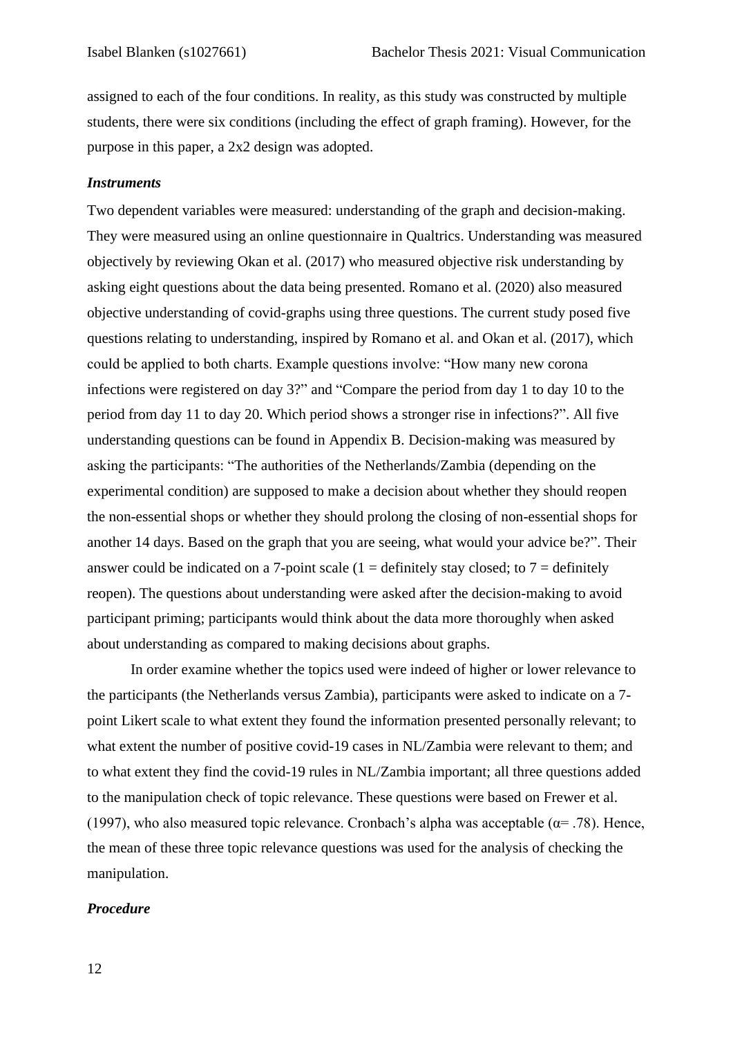assigned to each of the four conditions. In reality, as this study was constructed by multiple students, there were six conditions (including the effect of graph framing). However, for the purpose in this paper, a 2x2 design was adopted.

***Instruments***

Two dependent variables were measured: understanding of the graph and decision-making. They were measured using an online questionnaire in Qualtrics. Understanding was measured objectively by reviewing Okan et al. (2017) who measured objective risk understanding by asking eight questions about the data being presented. Romano et al. (2020) also measured objective understanding of covid-graphs using three questions. The current study posed five questions relating to understanding, inspired by Romano et al. and Okan et al. (2017), which could be applied to both charts. Example questions involve: "How many new corona infections were registered on day 3?" and "Compare the period from day 1 to day 10 to the period from day 11 to day 20. Which period shows a stronger rise in infections?". All five understanding questions can be found in Appendix B. Decision-making was measured by asking the participants: "The authorities of the Netherlands/Zambia (depending on the experimental condition) are supposed to make a decision about whether they should reopen the non-essential shops or whether they should prolong the closing of non-essential shops for another 14 days. Based on the graph that you are seeing, what would your advice be?". Their answer could be indicated on a 7-point scale (1 = definitely stay closed; to 7 = definitely reopen). The questions about understanding were asked after the decision-making to avoid participant priming; participants would think about the data more thoroughly when asked about understanding as compared to making decisions about graphs.

In order examine whether the topics used were indeed of higher or lower relevance to the participants (the Netherlands versus Zambia), participants were asked to indicate on a 7-point Likert scale to what extent they found the information presented personally relevant; to what extent the number of positive covid-19 cases in NL/Zambia were relevant to them; and to what extent they find the covid-19 rules in NL/Zambia important; all three questions added to the manipulation check of topic relevance. These questions were based on Frewer et al. (1997), who also measured topic relevance. Cronbach's alpha was acceptable ($\alpha = .78$). Hence, the mean of these three topic relevance questions was used for the analysis of checking the manipulation.

***Procedure***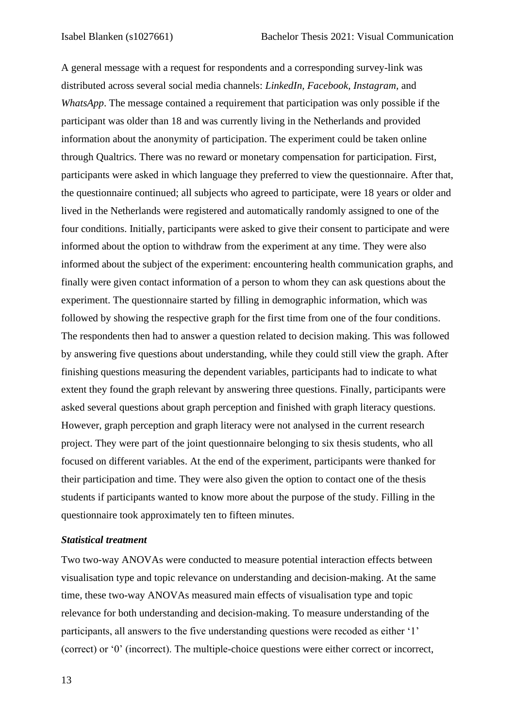A general message with a request for respondents and a corresponding survey-link was distributed across several social media channels: *LinkedIn, Facebook, Instagram,* and *WhatsApp*. The message contained a requirement that participation was only possible if the participant was older than 18 and was currently living in the Netherlands and provided information about the anonymity of participation. The experiment could be taken online through Qualtrics. There was no reward or monetary compensation for participation. First, participants were asked in which language they preferred to view the questionnaire. After that, the questionnaire continued; all subjects who agreed to participate, were 18 years or older and lived in the Netherlands were registered and automatically randomly assigned to one of the four conditions. Initially, participants were asked to give their consent to participate and were informed about the option to withdraw from the experiment at any time. They were also informed about the subject of the experiment: encountering health communication graphs, and finally were given contact information of a person to whom they can ask questions about the experiment. The questionnaire started by filling in demographic information, which was followed by showing the respective graph for the first time from one of the four conditions. The respondents then had to answer a question related to decision making. This was followed by answering five questions about understanding, while they could still view the graph. After finishing questions measuring the dependent variables, participants had to indicate to what extent they found the graph relevant by answering three questions. Finally, participants were asked several questions about graph perception and finished with graph literacy questions. However, graph perception and graph literacy were not analysed in the current research project. They were part of the joint questionnaire belonging to six thesis students, who all focused on different variables. At the end of the experiment, participants were thanked for their participation and time. They were also given the option to contact one of the thesis students if participants wanted to know more about the purpose of the study. Filling in the questionnaire took approximately ten to fifteen minutes.

***Statistical treatment***

Two two-way ANOVAs were conducted to measure potential interaction effects between visualisation type and topic relevance on understanding and decision-making. At the same time, these two-way ANOVAs measured main effects of visualisation type and topic relevance for both understanding and decision-making. To measure understanding of the participants, all answers to the five understanding questions were recoded as either '1' (correct) or '0' (incorrect). The multiple-choice questions were either correct or incorrect,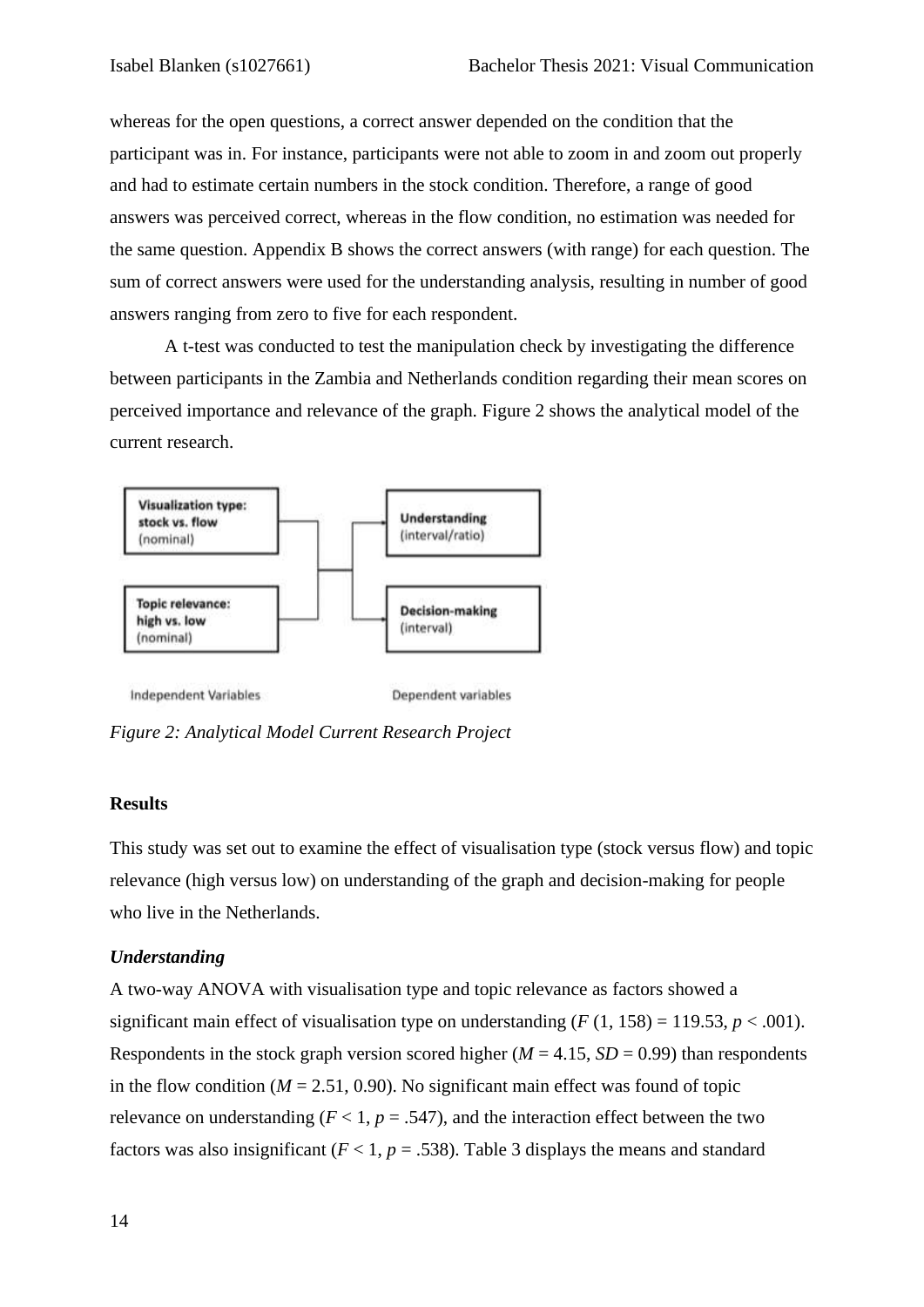whereas for the open questions, a correct answer depended on the condition that the participant was in. For instance, participants were not able to zoom in and zoom out properly and had to estimate certain numbers in the stock condition. Therefore, a range of good answers was perceived correct, whereas in the flow condition, no estimation was needed for the same question. Appendix B shows the correct answers (with range) for each question. The sum of correct answers were used for the understanding analysis, resulting in number of good answers ranging from zero to five for each respondent.

A t-test was conducted to test the manipulation check by investigating the difference between participants in the Zambia and Netherlands condition regarding their mean scores on perceived importance and relevance of the graph. Figure 2 shows the analytical model of the current research.

Visualization type: stock vs. flow (nominal)

Topic relevance: high vs. low (nominal)

Understanding (interval/ratio)

Decision-making (interval)

Independent Variables

Dependent variables

*Figure 2: Analytical Model Current Research Project*

## Results

This study was set out to examine the effect of visualisation type (stock versus flow) and topic relevance (high versus low) on understanding of the graph and decision-making for people who live in the Netherlands.

### *Understanding*

A two-way ANOVA with visualisation type and topic relevance as factors showed a significant main effect of visualisation type on understanding ($F$ (1, 158) = 119.53, $p < .001$). Respondents in the stock graph version scored higher ($M = 4.15$, $SD = 0.99$) than respondents in the flow condition ($M = 2.51$, 0.90). No significant main effect was found of topic relevance on understanding ($F < 1$, $p = .547$), and the interaction effect between the two factors was also insignificant ($F < 1$, $p = .538$). Table 3 displays the means and standard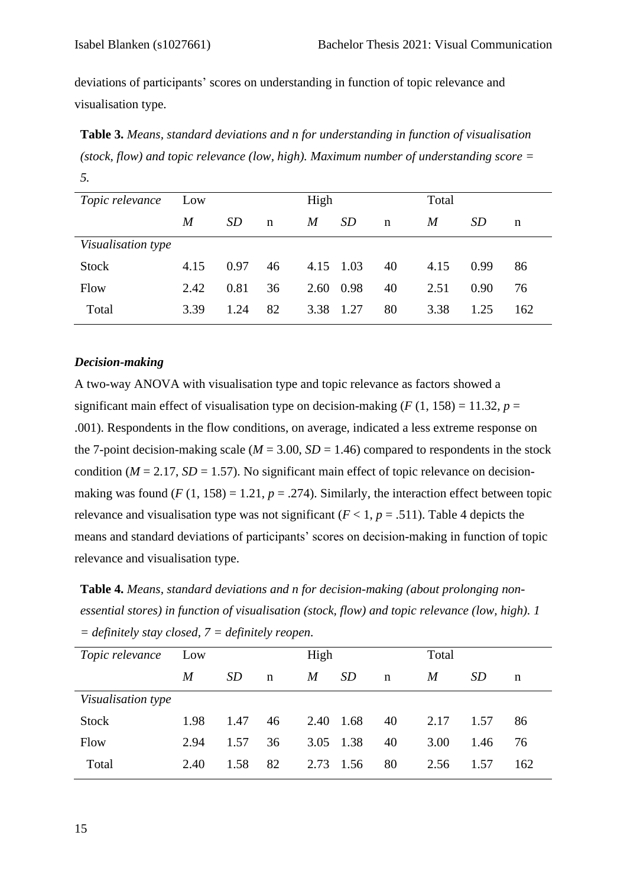deviations of participants' scores on understanding in function of topic relevance and visualisation type.

**Table 3.** *Means, standard deviations and n for understanding in function of visualisation (stock, flow) and topic relevance (low, high). Maximum number of understanding score = 5.*

| *Topic relevance* | Low | | | High | | | Total | | |
|---|---|---|---|---|---|---|---|---|---|
| | *M* | *SD* | n | *M* | *SD* | n | *M* | *SD* | n |
| *Visualisation type* | | | | | | | | | |
| Stock | 4.15 | 0.97 | 46 | 4.15 | 1.03 | 40 | 4.15 | 0.99 | 86 |
| Flow | 2.42 | 0.81 | 36 | 2.60 | 0.98 | 40 | 2.51 | 0.90 | 76 |
| Total | 3.39 | 1.24 | 82 | 3.38 | 1.27 | 80 | 3.38 | 1.25 | 162 |

### *Decision-making*

A two-way ANOVA with visualisation type and topic relevance as factors showed a significant main effect of visualisation type on decision-making ($F$ (1, 158) = 11.32, $p$ = .001). Respondents in the flow conditions, on average, indicated a less extreme response on the 7-point decision-making scale ($M$ = 3.00, $SD$ = 1.46) compared to respondents in the stock condition ($M$ = 2.17, $SD$ = 1.57). No significant main effect of topic relevance on decision-making was found ($F$ (1, 158) = 1.21, $p$ = .274). Similarly, the interaction effect between topic relevance and visualisation type was not significant ($F$ < 1, $p$ = .511). Table 4 depicts the means and standard deviations of participants' scores on decision-making in function of topic relevance and visualisation type.

**Table 4.** *Means, standard deviations and n for decision-making (about prolonging non-essential stores) in function of visualisation (stock, flow) and topic relevance (low, high). 1 = definitely stay closed, 7 = definitely reopen.*

| *Topic relevance* | Low | | | High | | | Total | | |
|---|---|---|---|---|---|---|---|---|---|
| | *M* | *SD* | n | *M* | *SD* | n | *M* | *SD* | n |
| *Visualisation type* | | | | | | | | | |
| Stock | 1.98 | 1.47 | 46 | 2.40 | 1.68 | 40 | 2.17 | 1.57 | 86 |
| Flow | 2.94 | 1.57 | 36 | 3.05 | 1.38 | 40 | 3.00 | 1.46 | 76 |
| Total | 2.40 | 1.58 | 82 | 2.73 | 1.56 | 80 | 2.56 | 1.57 | 162 |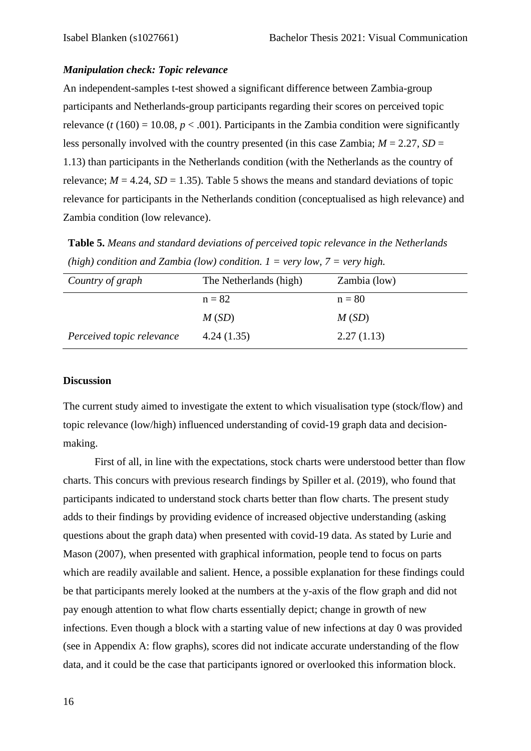### *Manipulation check: Topic relevance*

An independent-samples t-test showed a significant difference between Zambia-group participants and Netherlands-group participants regarding their scores on perceived topic relevance ($t$ (160) = 10.08, $p < .001$). Participants in the Zambia condition were significantly less personally involved with the country presented (in this case Zambia; $M$ = 2.27, $SD$ = 1.13) than participants in the Netherlands condition (with the Netherlands as the country of relevance; $M$ = 4.24, $SD$ = 1.35). Table 5 shows the means and standard deviations of topic relevance for participants in the Netherlands condition (conceptualised as high relevance) and Zambia condition (low relevance).

**Table 5.** *Means and standard deviations of perceived topic relevance in the Netherlands (high) condition and Zambia (low) condition. 1 = very low, 7 = very high.*

| *Country of graph* | The Netherlands (high) | Zambia (low) |
|---|---|---|
| | n = 82 | n = 80 |
| | *M* (*SD*) | *M* (*SD*) |
| *Perceived topic relevance* | 4.24 (1.35) | 2.27 (1.13) |

## Discussion

The current study aimed to investigate the extent to which visualisation type (stock/flow) and topic relevance (low/high) influenced understanding of covid-19 graph data and decision-making.

First of all, in line with the expectations, stock charts were understood better than flow charts. This concurs with previous research findings by Spiller et al. (2019), who found that participants indicated to understand stock charts better than flow charts. The present study adds to their findings by providing evidence of increased objective understanding (asking questions about the graph data) when presented with covid-19 data. As stated by Lurie and Mason (2007), when presented with graphical information, people tend to focus on parts which are readily available and salient. Hence, a possible explanation for these findings could be that participants merely looked at the numbers at the y-axis of the flow graph and did not pay enough attention to what flow charts essentially depict; change in growth of new infections. Even though a block with a starting value of new infections at day 0 was provided (see in Appendix A: flow graphs), scores did not indicate accurate understanding of the flow data, and it could be the case that participants ignored or overlooked this information block.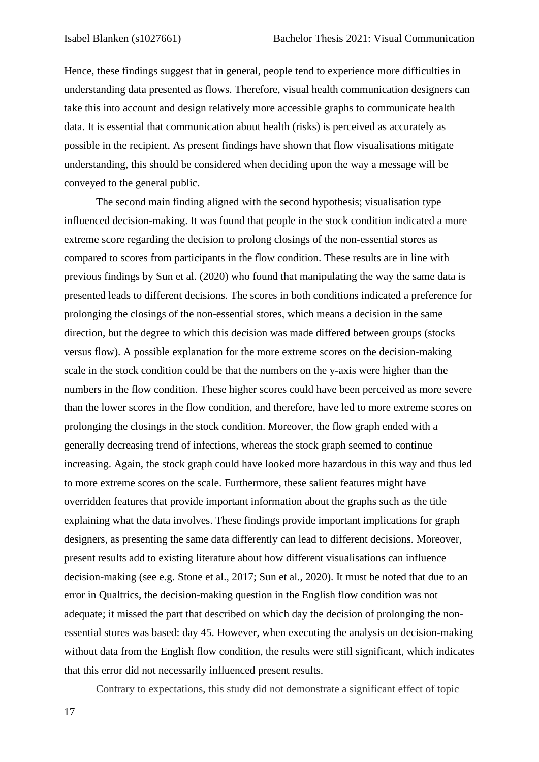Hence, these findings suggest that in general, people tend to experience more difficulties in understanding data presented as flows. Therefore, visual health communication designers can take this into account and design relatively more accessible graphs to communicate health data. It is essential that communication about health (risks) is perceived as accurately as possible in the recipient. As present findings have shown that flow visualisations mitigate understanding, this should be considered when deciding upon the way a message will be conveyed to the general public.

The second main finding aligned with the second hypothesis; visualisation type influenced decision-making. It was found that people in the stock condition indicated a more extreme score regarding the decision to prolong closings of the non-essential stores as compared to scores from participants in the flow condition. These results are in line with previous findings by Sun et al. (2020) who found that manipulating the way the same data is presented leads to different decisions. The scores in both conditions indicated a preference for prolonging the closings of the non-essential stores, which means a decision in the same direction, but the degree to which this decision was made differed between groups (stocks versus flow). A possible explanation for the more extreme scores on the decision-making scale in the stock condition could be that the numbers on the y-axis were higher than the numbers in the flow condition. These higher scores could have been perceived as more severe than the lower scores in the flow condition, and therefore, have led to more extreme scores on prolonging the closings in the stock condition. Moreover, the flow graph ended with a generally decreasing trend of infections, whereas the stock graph seemed to continue increasing. Again, the stock graph could have looked more hazardous in this way and thus led to more extreme scores on the scale. Furthermore, these salient features might have overridden features that provide important information about the graphs such as the title explaining what the data involves. These findings provide important implications for graph designers, as presenting the same data differently can lead to different decisions. Moreover, present results add to existing literature about how different visualisations can influence decision-making (see e.g. Stone et al., 2017; Sun et al., 2020). It must be noted that due to an error in Qualtrics, the decision-making question in the English flow condition was not adequate; it missed the part that described on which day the decision of prolonging the non-essential stores was based: day 45. However, when executing the analysis on decision-making without data from the English flow condition, the results were still significant, which indicates that this error did not necessarily influenced present results.

Contrary to expectations, this study did not demonstrate a significant effect of topic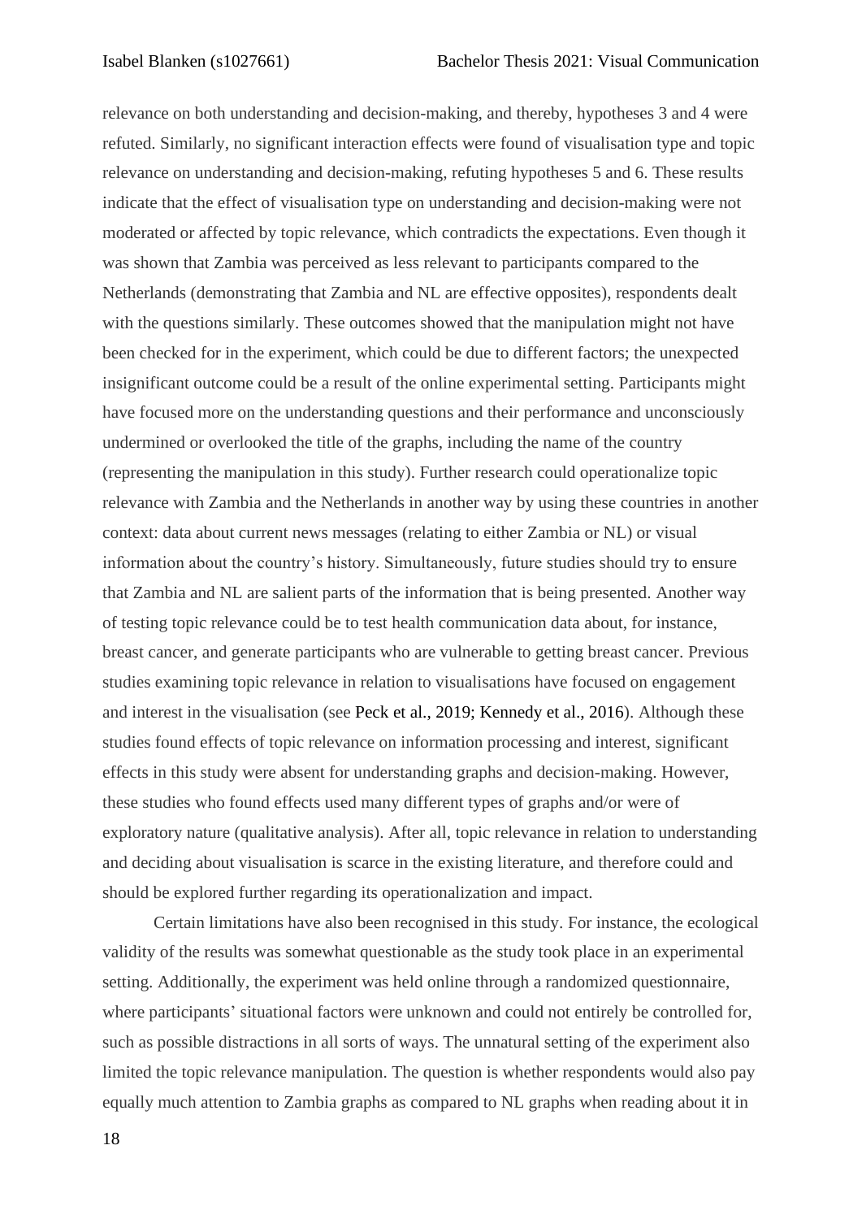relevance on both understanding and decision-making, and thereby, hypotheses 3 and 4 were refuted. Similarly, no significant interaction effects were found of visualisation type and topic relevance on understanding and decision-making, refuting hypotheses 5 and 6. These results indicate that the effect of visualisation type on understanding and decision-making were not moderated or affected by topic relevance, which contradicts the expectations. Even though it was shown that Zambia was perceived as less relevant to participants compared to the Netherlands (demonstrating that Zambia and NL are effective opposites), respondents dealt with the questions similarly. These outcomes showed that the manipulation might not have been checked for in the experiment, which could be due to different factors; the unexpected insignificant outcome could be a result of the online experimental setting. Participants might have focused more on the understanding questions and their performance and unconsciously undermined or overlooked the title of the graphs, including the name of the country (representing the manipulation in this study). Further research could operationalize topic relevance with Zambia and the Netherlands in another way by using these countries in another context: data about current news messages (relating to either Zambia or NL) or visual information about the country's history. Simultaneously, future studies should try to ensure that Zambia and NL are salient parts of the information that is being presented. Another way of testing topic relevance could be to test health communication data about, for instance, breast cancer, and generate participants who are vulnerable to getting breast cancer. Previous studies examining topic relevance in relation to visualisations have focused on engagement and interest in the visualisation (see Peck et al., 2019; Kennedy et al., 2016). Although these studies found effects of topic relevance on information processing and interest, significant effects in this study were absent for understanding graphs and decision-making. However, these studies who found effects used many different types of graphs and/or were of exploratory nature (qualitative analysis). After all, topic relevance in relation to understanding and deciding about visualisation is scarce in the existing literature, and therefore could and should be explored further regarding its operationalization and impact.

Certain limitations have also been recognised in this study. For instance, the ecological validity of the results was somewhat questionable as the study took place in an experimental setting. Additionally, the experiment was held online through a randomized questionnaire, where participants' situational factors were unknown and could not entirely be controlled for, such as possible distractions in all sorts of ways. The unnatural setting of the experiment also limited the topic relevance manipulation. The question is whether respondents would also pay equally much attention to Zambia graphs as compared to NL graphs when reading about it in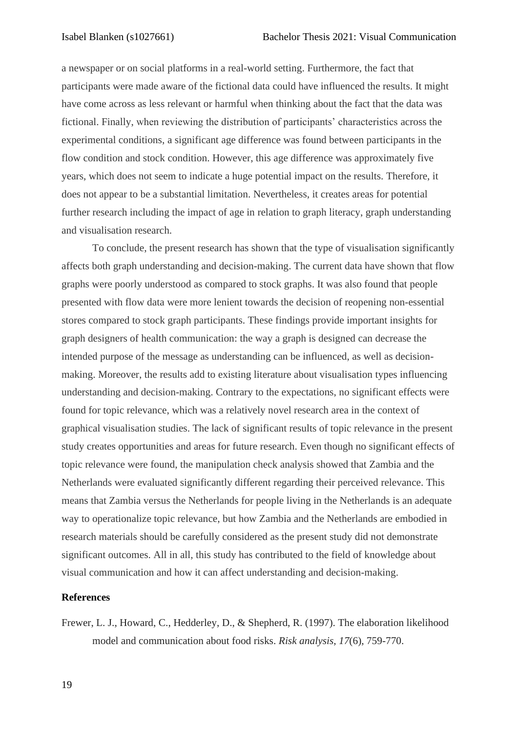a newspaper or on social platforms in a real-world setting. Furthermore, the fact that participants were made aware of the fictional data could have influenced the results. It might have come across as less relevant or harmful when thinking about the fact that the data was fictional. Finally, when reviewing the distribution of participants' characteristics across the experimental conditions, a significant age difference was found between participants in the flow condition and stock condition. However, this age difference was approximately five years, which does not seem to indicate a huge potential impact on the results. Therefore, it does not appear to be a substantial limitation. Nevertheless, it creates areas for potential further research including the impact of age in relation to graph literacy, graph understanding and visualisation research.

To conclude, the present research has shown that the type of visualisation significantly affects both graph understanding and decision-making. The current data have shown that flow graphs were poorly understood as compared to stock graphs. It was also found that people presented with flow data were more lenient towards the decision of reopening non-essential stores compared to stock graph participants. These findings provide important insights for graph designers of health communication: the way a graph is designed can decrease the intended purpose of the message as understanding can be influenced, as well as decision-making. Moreover, the results add to existing literature about visualisation types influencing understanding and decision-making. Contrary to the expectations, no significant effects were found for topic relevance, which was a relatively novel research area in the context of graphical visualisation studies. The lack of significant results of topic relevance in the present study creates opportunities and areas for future research. Even though no significant effects of topic relevance were found, the manipulation check analysis showed that Zambia and the Netherlands were evaluated significantly different regarding their perceived relevance. This means that Zambia versus the Netherlands for people living in the Netherlands is an adequate way to operationalize topic relevance, but how Zambia and the Netherlands are embodied in research materials should be carefully considered as the present study did not demonstrate significant outcomes. All in all, this study has contributed to the field of knowledge about visual communication and how it can affect understanding and decision-making.

**References**

Frewer, L. J., Howard, C., Hedderley, D., & Shepherd, R. (1997). The elaboration likelihood model and communication about food risks. *Risk analysis*, *17*(6), 759-770.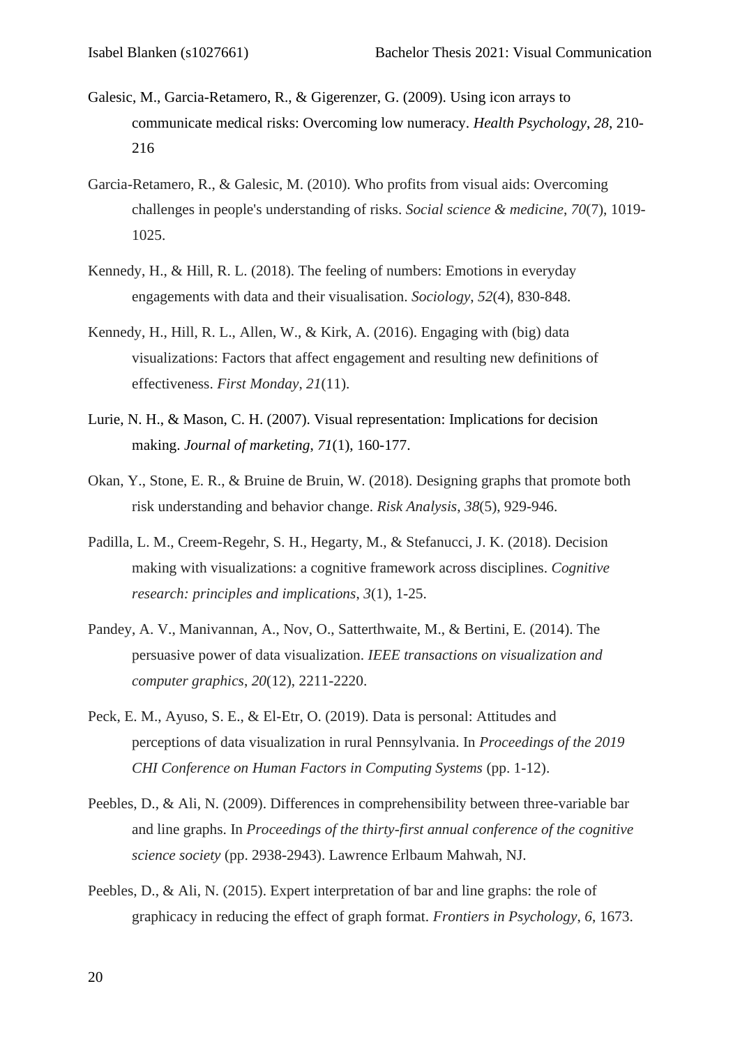Galesic, M., Garcia-Retamero, R., & Gigerenzer, G. (2009). Using icon arrays to communicate medical risks: Overcoming low numeracy. *Health Psychology*, *28*, 210-216

Garcia-Retamero, R., & Galesic, M. (2010). Who profits from visual aids: Overcoming challenges in people's understanding of risks. *Social science & medicine*, *70*(7), 1019-1025.

Kennedy, H., & Hill, R. L. (2018). The feeling of numbers: Emotions in everyday engagements with data and their visualisation. *Sociology*, *52*(4), 830-848.

Kennedy, H., Hill, R. L., Allen, W., & Kirk, A. (2016). Engaging with (big) data visualizations: Factors that affect engagement and resulting new definitions of effectiveness. *First Monday*, *21*(11).

Lurie, N. H., & Mason, C. H. (2007). Visual representation: Implications for decision making. *Journal of marketing*, *71*(1), 160-177.

Okan, Y., Stone, E. R., & Bruine de Bruin, W. (2018). Designing graphs that promote both risk understanding and behavior change. *Risk Analysis*, *38*(5), 929-946.

Padilla, L. M., Creem-Regehr, S. H., Hegarty, M., & Stefanucci, J. K. (2018). Decision making with visualizations: a cognitive framework across disciplines. *Cognitive research: principles and implications*, *3*(1), 1-25.

Pandey, A. V., Manivannan, A., Nov, O., Satterthwaite, M., & Bertini, E. (2014). The persuasive power of data visualization. *IEEE transactions on visualization and computer graphics*, *20*(12), 2211-2220.

Peck, E. M., Ayuso, S. E., & El-Etr, O. (2019). Data is personal: Attitudes and perceptions of data visualization in rural Pennsylvania. In *Proceedings of the 2019 CHI Conference on Human Factors in Computing Systems* (pp. 1-12).

Peebles, D., & Ali, N. (2009). Differences in comprehensibility between three-variable bar and line graphs. In *Proceedings of the thirty-first annual conference of the cognitive science society* (pp. 2938-2943). Lawrence Erlbaum Mahwah, NJ.

Peebles, D., & Ali, N. (2015). Expert interpretation of bar and line graphs: the role of graphicacy in reducing the effect of graph format. *Frontiers in Psychology*, *6*, 1673.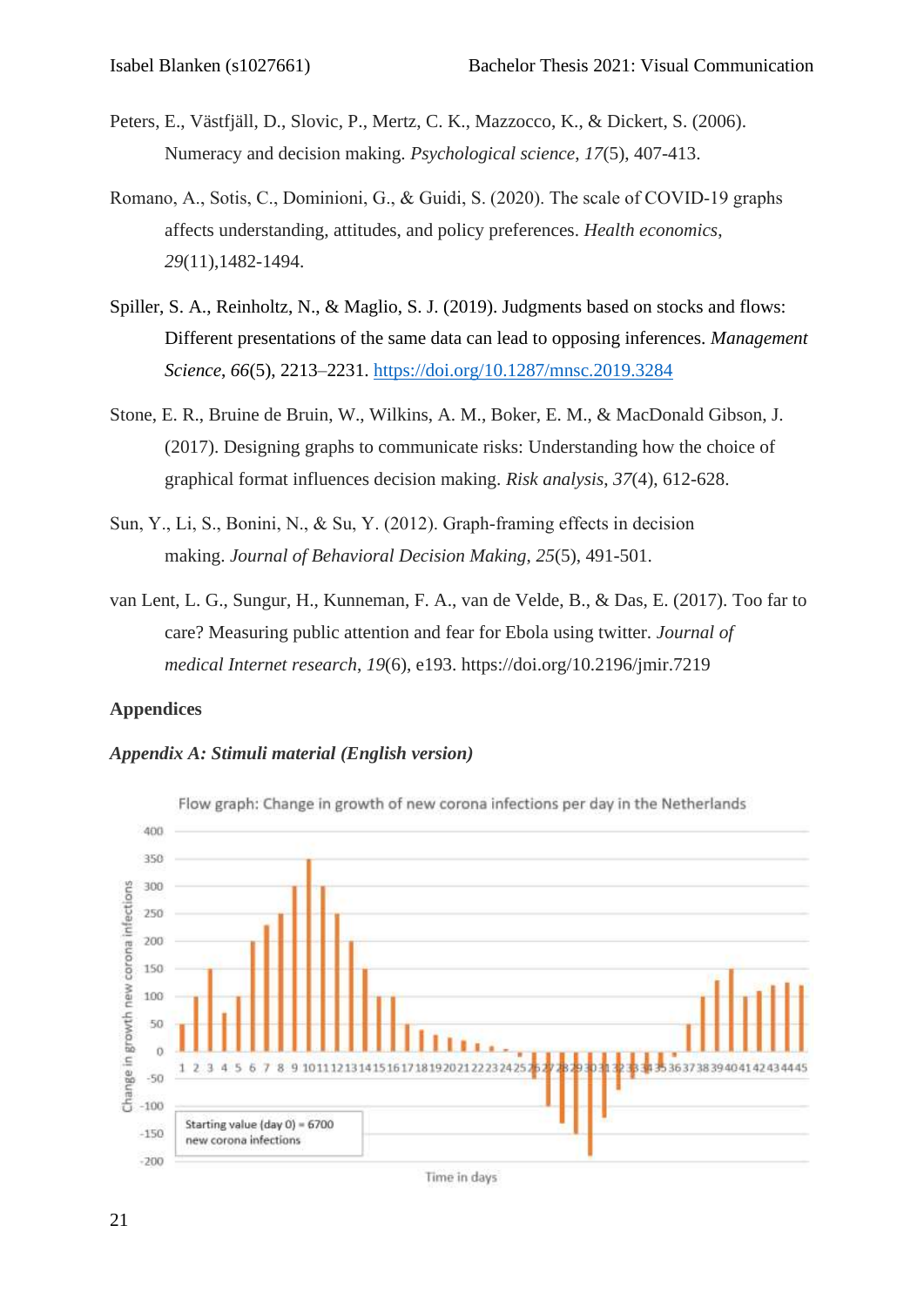Peters, E., Västfjäll, D., Slovic, P., Mertz, C. K., Mazzocco, K., & Dickert, S. (2006). Numeracy and decision making. *Psychological science*, *17*(5), 407-413.

Romano, A., Sotis, C., Dominioni, G., & Guidi, S. (2020). The scale of COVID-19 graphs affects understanding, attitudes, and policy preferences. *Health economics*, *29*(11),1482-1494.

Spiller, S. A., Reinholtz, N., & Maglio, S. J. (2019). Judgments based on stocks and flows: Different presentations of the same data can lead to opposing inferences. *Management Science*, *66*(5), 2213–2231. https://doi.org/10.1287/mnsc.2019.3284

Stone, E. R., Bruine de Bruin, W., Wilkins, A. M., Boker, E. M., & MacDonald Gibson, J. (2017). Designing graphs to communicate risks: Understanding how the choice of graphical format influences decision making. *Risk analysis*, *37*(4), 612-628.

Sun, Y., Li, S., Bonini, N., & Su, Y. (2012). Graph-framing effects in decision making. *Journal of Behavioral Decision Making*, *25*(5), 491-501.

van Lent, L. G., Sungur, H., Kunneman, F. A., van de Velde, B., & Das, E. (2017). Too far to care? Measuring public attention and fear for Ebola using twitter. *Journal of medical Internet research*, *19*(6), e193. https://doi.org/10.2196/jmir.7219

**Appendices**

***Appendix A: Stimuli material (English version)***

Flow graph: Change in growth of new corona infections per day in the Netherlands

Starting value (day 0) = 6700 new corona infections

Change in growth new corona infections

Time in days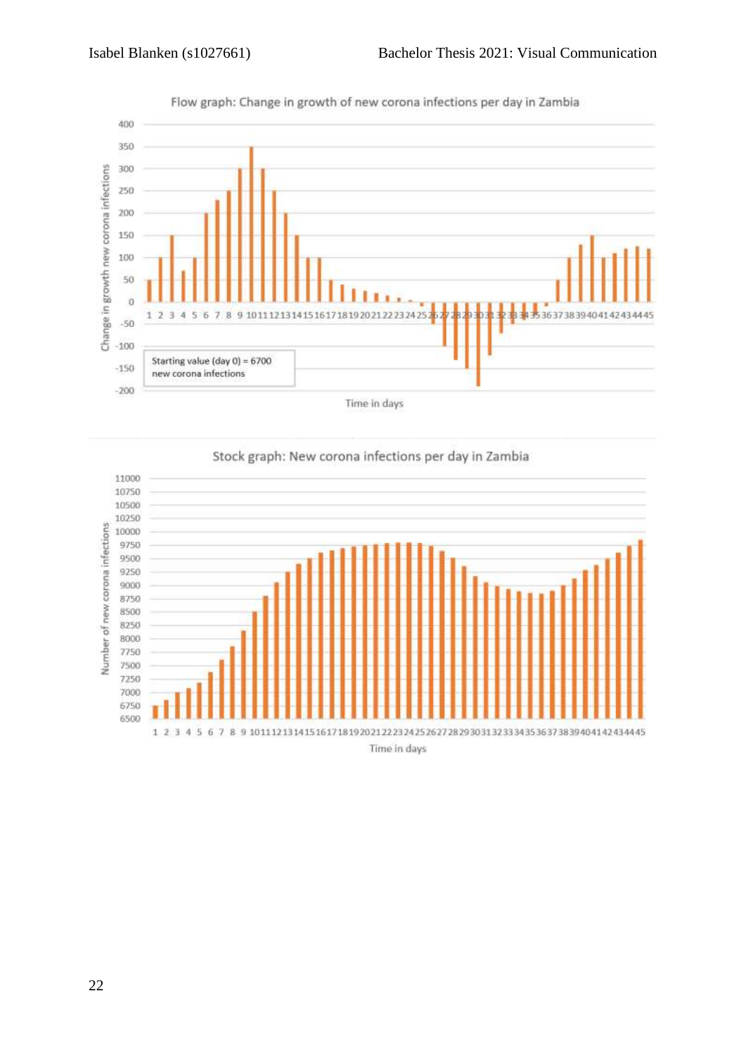Flow graph: Change in growth of new corona infections per day in Zambia

Starting value (day 0) = 6700 new corona infections

Stock graph: New corona infections per day in Zambia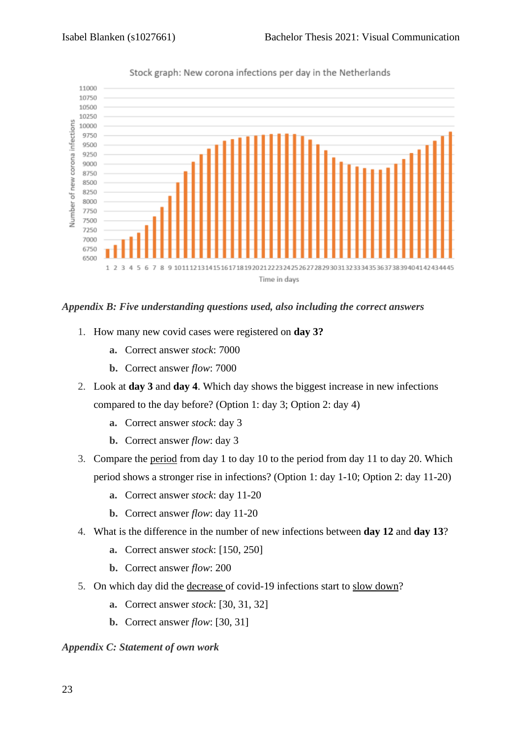Stock graph: New corona infections per day in the Netherlands

*Appendix B: Five understanding questions used, also including the correct answers*

1. How many new covid cases were registered on **day 3?**
   - **a.** Correct answer *stock*: 7000
   - **b.** Correct answer *flow*: 7000
2. Look at **day 3** and **day 4**. Which day shows the biggest increase in new infections compared to the day before? (Option 1: day 3; Option 2: day 4)
   - **a.** Correct answer *stock*: day 3
   - **b.** Correct answer *flow*: day 3
3. Compare the <u>period</u> from day 1 to day 10 to the period from day 11 to day 20. Which period shows a stronger rise in infections? (Option 1: day 1-10; Option 2: day 11-20)
   - **a.** Correct answer *stock*: day 11-20
   - **b.** Correct answer *flow*: day 11-20
4. What is the difference in the number of new infections between **day 12** and **day 13**?
   - **a.** Correct answer *stock*: [150, 250]
   - **b.** Correct answer *flow*: 200
5. On which day did the <u>decrease</u> of covid-19 infections start to <u>slow down</u>?
   - **a.** Correct answer *stock*: [30, 31, 32]
   - **b.** Correct answer *flow*: [30, 31]

*Appendix C: Statement of own work*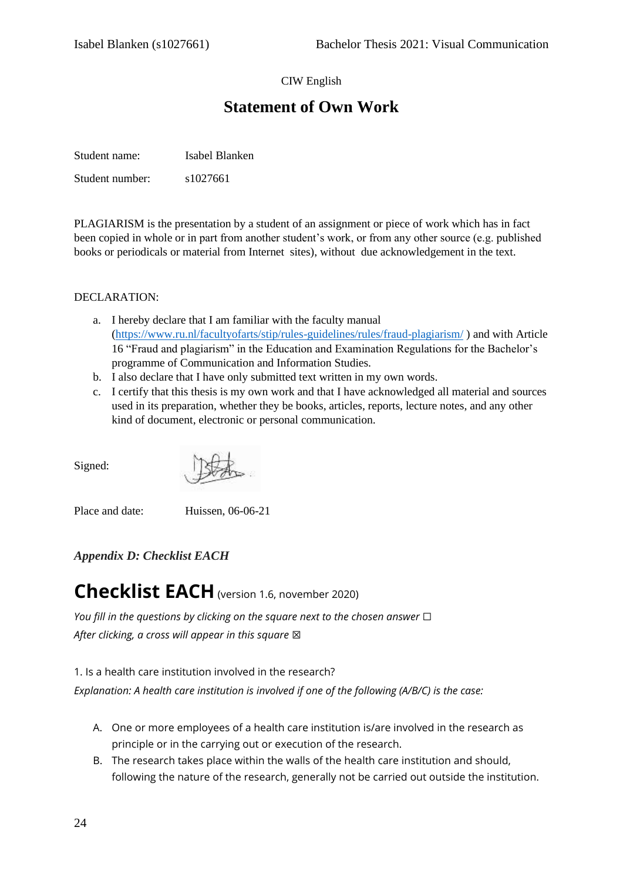CIW English

# Statement of Own Work

Student name: Isabel Blanken

Student number: s1027661

PLAGIARISM is the presentation by a student of an assignment or piece of work which has in fact been copied in whole or in part from another student's work, or from any other source (e.g. published books or periodicals or material from Internet sites), without due acknowledgement in the text.

DECLARATION:

a. I hereby declare that I am familiar with the faculty manual (https://www.ru.nl/facultyofarts/stip/rules-guidelines/rules/fraud-plagiarism/ ) and with Article 16 "Fraud and plagiarism" in the Education and Examination Regulations for the Bachelor's programme of Communication and Information Studies.
b. I also declare that I have only submitted text written in my own words.
c. I certify that this thesis is my own work and that I have acknowledged all material and sources used in its preparation, whether they be books, articles, reports, lecture notes, and any other kind of document, electronic or personal communication.

Signed:

Place and date: Huissen, 06-06-21

***Appendix D: Checklist EACH***

# Checklist EACH (version 1.6, november 2020)

*You fill in the questions by clicking on the square next to the chosen answer ☐*

*After clicking, a cross will appear in this square ☒*

1. Is a health care institution involved in the research?

*Explanation: A health care institution is involved if one of the following (A/B/C) is the case:*

A. One or more employees of a health care institution is/are involved in the research as principle or in the carrying out or execution of the research.
B. The research takes place within the walls of the health care institution and should, following the nature of the research, generally not be carried out outside the institution.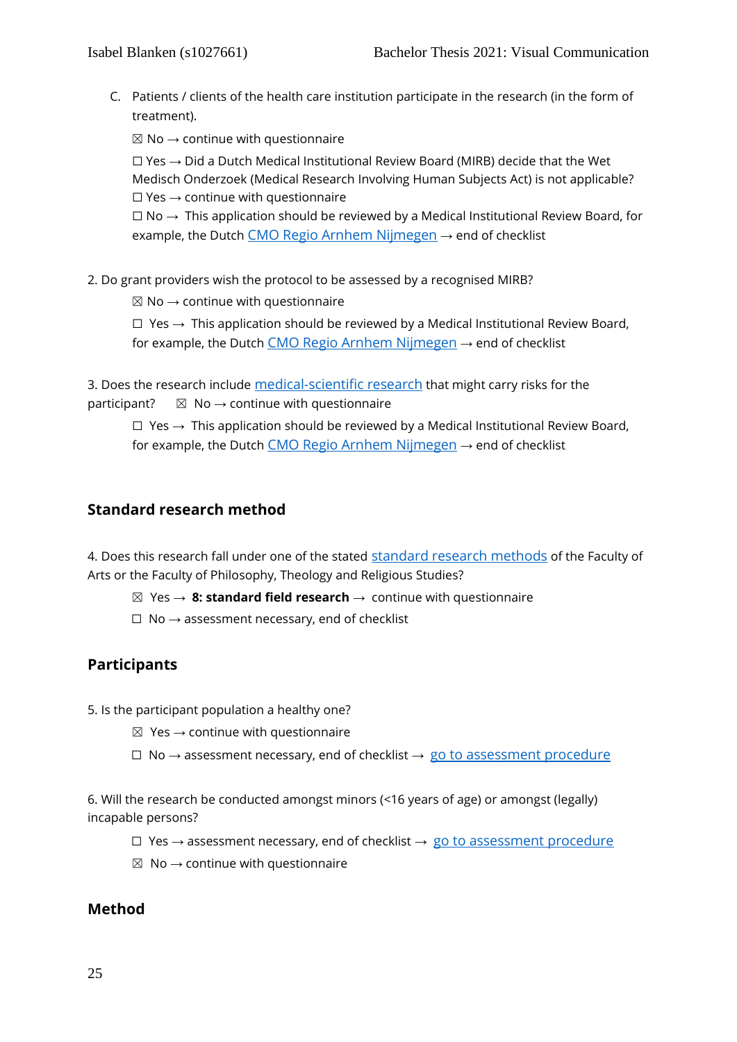C. Patients / clients of the health care institution participate in the research (in the form of treatment).

☒ No → continue with questionnaire

☐ Yes → Did a Dutch Medical Institutional Review Board (MIRB) decide that the Wet Medisch Onderzoek (Medical Research Involving Human Subjects Act) is not applicable?
☐ Yes → continue with questionnaire
☐ No → This application should be reviewed by a Medical Institutional Review Board, for example, the Dutch CMO Regio Arnhem Nijmegen → end of checklist

2. Do grant providers wish the protocol to be assessed by a recognised MIRB?

☒ No → continue with questionnaire

☐ Yes → This application should be reviewed by a Medical Institutional Review Board, for example, the Dutch CMO Regio Arnhem Nijmegen → end of checklist

3. Does the research include medical-scientific research that might carry risks for the participant? ☒ No → continue with questionnaire

☐ Yes → This application should be reviewed by a Medical Institutional Review Board, for example, the Dutch CMO Regio Arnhem Nijmegen → end of checklist

## Standard research method

4. Does this research fall under one of the stated standard research methods of the Faculty of Arts or the Faculty of Philosophy, Theology and Religious Studies?

☒ Yes → **8: standard field research** → continue with questionnaire

☐ No → assessment necessary, end of checklist

## Participants

5. Is the participant population a healthy one?

☒ Yes → continue with questionnaire

☐ No → assessment necessary, end of checklist → go to assessment procedure

6. Will the research be conducted amongst minors (<16 years of age) or amongst (legally) incapable persons?

☐ Yes → assessment necessary, end of checklist → go to assessment procedure

☒ No → continue with questionnaire

## Method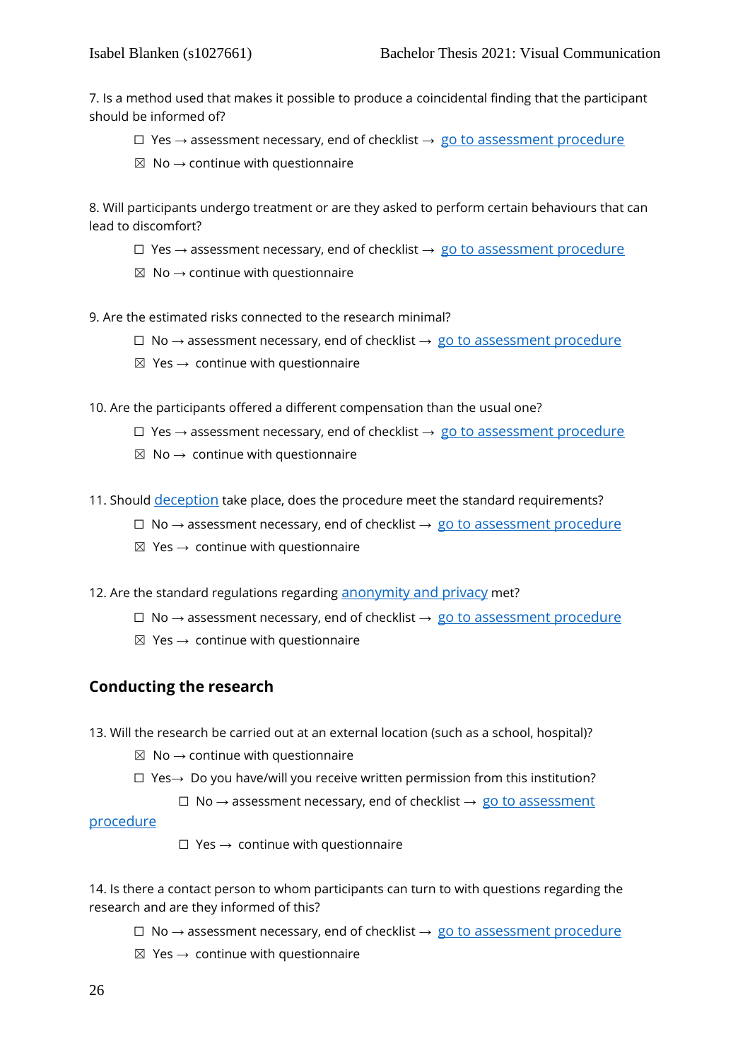7. Is a method used that makes it possible to produce a coincidental finding that the participant should be informed of?

☐ Yes → assessment necessary, end of checklist → go to assessment procedure

☒ No → continue with questionnaire

8. Will participants undergo treatment or are they asked to perform certain behaviours that can lead to discomfort?

☐ Yes → assessment necessary, end of checklist → go to assessment procedure

☒ No → continue with questionnaire

9. Are the estimated risks connected to the research minimal?

☐ No → assessment necessary, end of checklist → go to assessment procedure

☒ Yes → continue with questionnaire

10. Are the participants offered a different compensation than the usual one?

☐ Yes → assessment necessary, end of checklist → go to assessment procedure

☒ No → continue with questionnaire

11. Should deception take place, does the procedure meet the standard requirements?

☐ No → assessment necessary, end of checklist → go to assessment procedure

☒ Yes → continue with questionnaire

12. Are the standard regulations regarding anonymity and privacy met?

☐ No → assessment necessary, end of checklist → go to assessment procedure

☒ Yes → continue with questionnaire

## Conducting the research

13. Will the research be carried out at an external location (such as a school, hospital)?

☒ No → continue with questionnaire

☐ Yes→ Do you have/will you receive written permission from this institution?

☐ No → assessment necessary, end of checklist → go to assessment procedure

☐ Yes → continue with questionnaire

14. Is there a contact person to whom participants can turn to with questions regarding the research and are they informed of this?

☐ No → assessment necessary, end of checklist → go to assessment procedure

☒ Yes → continue with questionnaire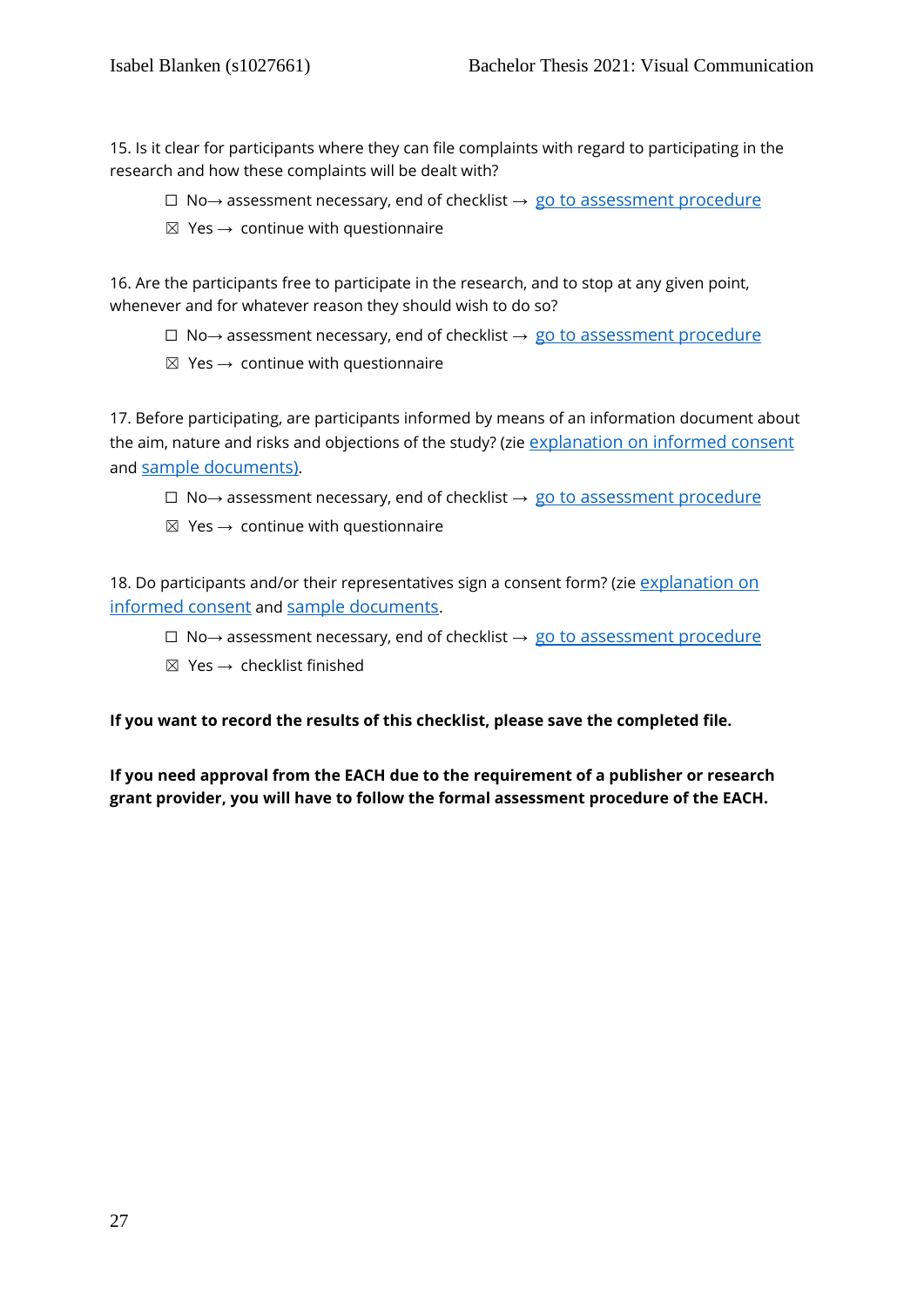15. Is it clear for participants where they can file complaints with regard to participating in the research and how these complaints will be dealt with?

☐ No→ assessment necessary, end of checklist → go to assessment procedure

☒ Yes → continue with questionnaire

16. Are the participants free to participate in the research, and to stop at any given point, whenever and for whatever reason they should wish to do so?

☐ No→ assessment necessary, end of checklist → go to assessment procedure

☒ Yes → continue with questionnaire

17. Before participating, are participants informed by means of an information document about the aim, nature and risks and objections of the study? (zie explanation on informed consent and sample documents).

☐ No→ assessment necessary, end of checklist → go to assessment procedure

☒ Yes → continue with questionnaire

18. Do participants and/or their representatives sign a consent form? (zie explanation on informed consent and sample documents.

☐ No→ assessment necessary, end of checklist → go to assessment procedure

☒ Yes → checklist finished

**If you want to record the results of this checklist, please save the completed file.**

**If you need approval from the EACH due to the requirement of a publisher or research grant provider, you will have to follow the formal assessment procedure of the EACH.**